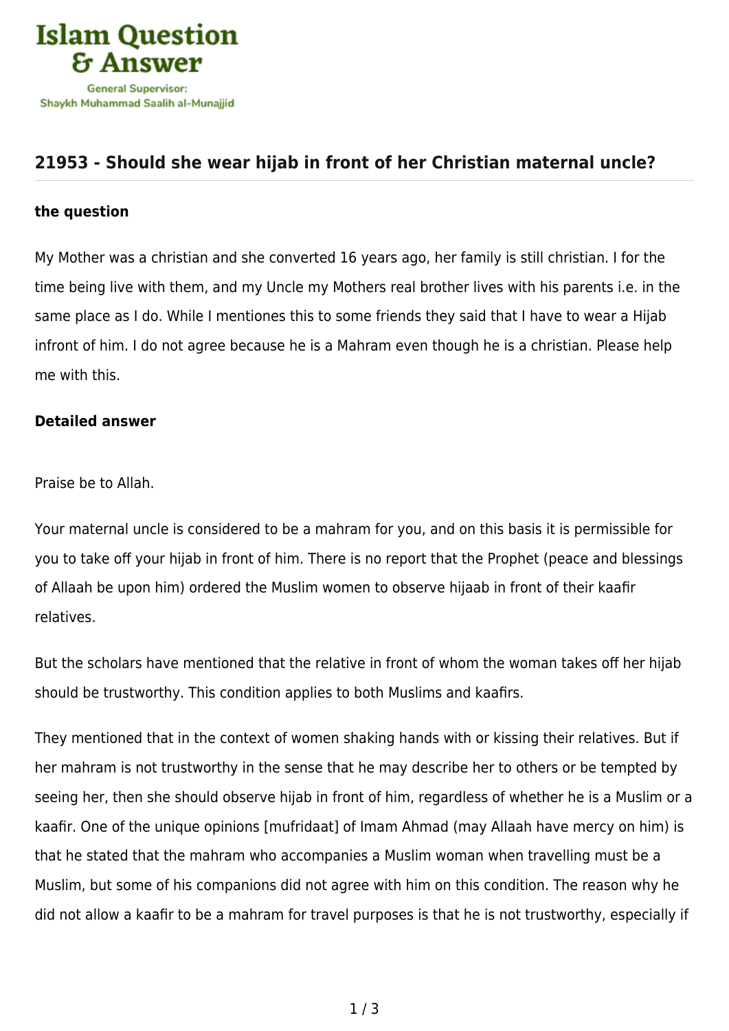## 21953 - Should she wear hijab in front of her Christian maternal uncle?

**the question**

My Mother was a christian and she converted 16 years ago, her family is still christian. I for the time being live with them, and my Uncle my Mothers real brother lives with his parents i.e. in the same place as I do. While I mentiones this to some friends they said that I have to wear a Hijab infront of him. I do not agree because he is a Mahram even though he is a christian. Please help me with this.

**Detailed answer**

Praise be to Allah.

Your maternal uncle is considered to be a mahram for you, and on this basis it is permissible for you to take off your hijab in front of him. There is no report that the Prophet (peace and blessings of Allaah be upon him) ordered the Muslim women to observe hijaab in front of their kaafir relatives.

But the scholars have mentioned that the relative in front of whom the woman takes off her hijab should be trustworthy. This condition applies to both Muslims and kaafirs.

They mentioned that in the context of women shaking hands with or kissing their relatives. But if her mahram is not trustworthy in the sense that he may describe her to others or be tempted by seeing her, then she should observe hijab in front of him, regardless of whether he is a Muslim or a kaafir. One of the unique opinions [mufridaat] of Imam Ahmad (may Allaah have mercy on him) is that he stated that the mahram who accompanies a Muslim woman when travelling must be a Muslim, but some of his companions did not agree with him on this condition. The reason why he did not allow a kaafir to be a mahram for travel purposes is that he is not trustworthy, especially if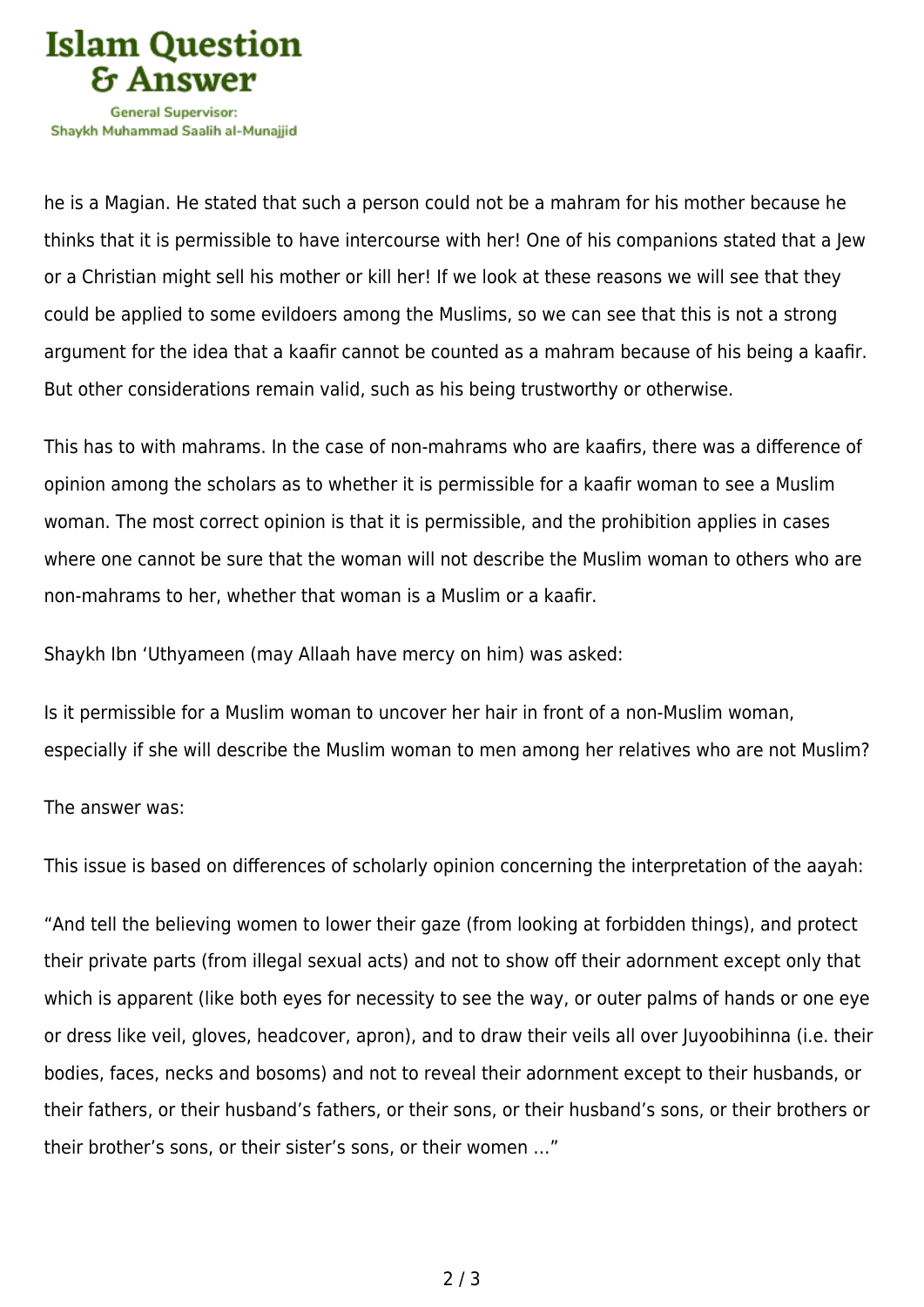he is a Magian. He stated that such a person could not be a mahram for his mother because he thinks that it is permissible to have intercourse with her! One of his companions stated that a Jew or a Christian might sell his mother or kill her! If we look at these reasons we will see that they could be applied to some evildoers among the Muslims, so we can see that this is not a strong argument for the idea that a kaafir cannot be counted as a mahram because of his being a kaafir. But other considerations remain valid, such as his being trustworthy or otherwise.

This has to with mahrams. In the case of non-mahrams who are kaafirs, there was a difference of opinion among the scholars as to whether it is permissible for a kaafir woman to see a Muslim woman. The most correct opinion is that it is permissible, and the prohibition applies in cases where one cannot be sure that the woman will not describe the Muslim woman to others who are non-mahrams to her, whether that woman is a Muslim or a kaafir.

Shaykh Ibn 'Uthyameen (may Allaah have mercy on him) was asked:

Is it permissible for a Muslim woman to uncover her hair in front of a non-Muslim woman, especially if she will describe the Muslim woman to men among her relatives who are not Muslim?

The answer was:

This issue is based on differences of scholarly opinion concerning the interpretation of the aayah:

"And tell the believing women to lower their gaze (from looking at forbidden things), and protect their private parts (from illegal sexual acts) and not to show off their adornment except only that which is apparent (like both eyes for necessity to see the way, or outer palms of hands or one eye or dress like veil, gloves, headcover, apron), and to draw their veils all over Juyoobihinna (i.e. their bodies, faces, necks and bosoms) and not to reveal their adornment except to their husbands, or their fathers, or their husband's fathers, or their sons, or their husband's sons, or their brothers or their brother's sons, or their sister's sons, or their women …"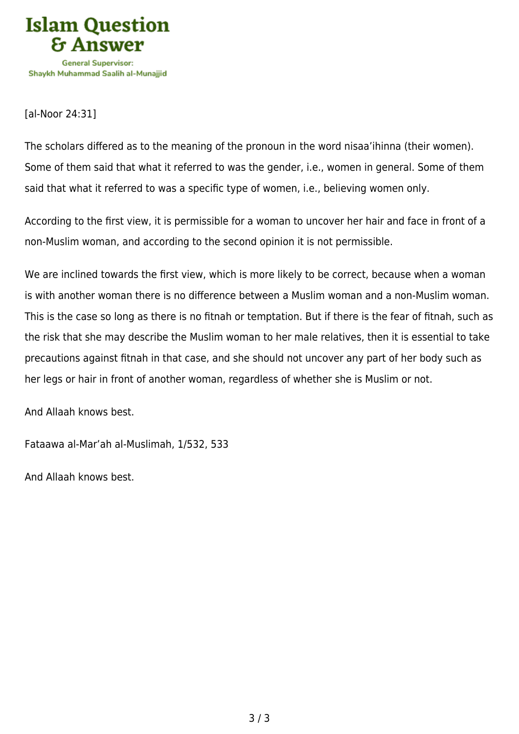[al-Noor 24:31]

The scholars differed as to the meaning of the pronoun in the word nisaa'ihinna (their women). Some of them said that what it referred to was the gender, i.e., women in general. Some of them said that what it referred to was a specific type of women, i.e., believing women only.

According to the first view, it is permissible for a woman to uncover her hair and face in front of a non-Muslim woman, and according to the second opinion it is not permissible.

We are inclined towards the first view, which is more likely to be correct, because when a woman is with another woman there is no difference between a Muslim woman and a non-Muslim woman. This is the case so long as there is no fitnah or temptation. But if there is the fear of fitnah, such as the risk that she may describe the Muslim woman to her male relatives, then it is essential to take precautions against fitnah in that case, and she should not uncover any part of her body such as her legs or hair in front of another woman, regardless of whether she is Muslim or not.

And Allaah knows best.

Fataawa al-Mar'ah al-Muslimah, 1/532, 533

And Allaah knows best.